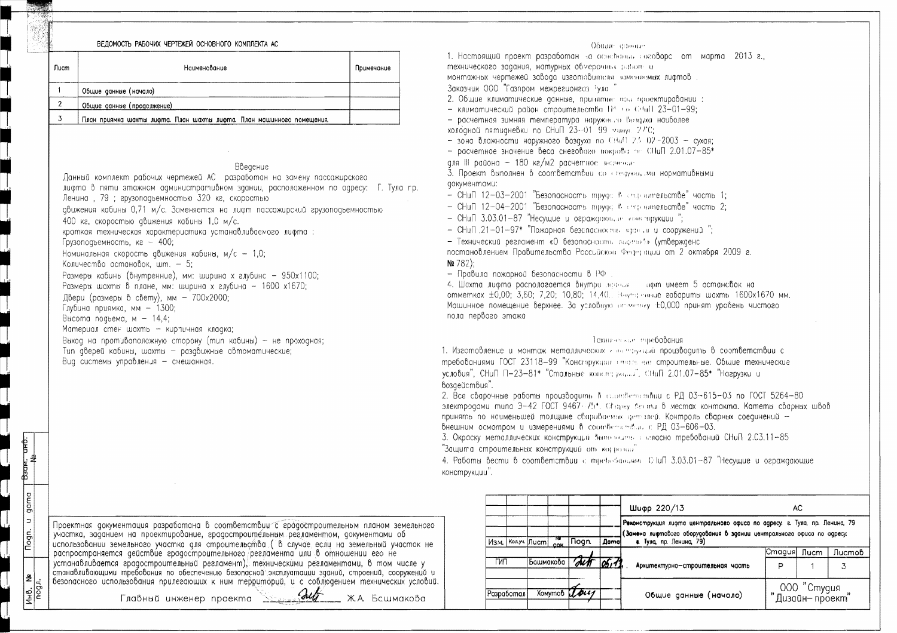ВЕДОМОСТЬ РАБОЧИХ ЧЕРТЕЖЕЙ ОСНОВНОГО КОМПЛЕКТА АС

| Лист | Наименование | Примечание |
|---|---|---|
| 1 | Общие данные (начало) | |
| 2 | Общие данные (продолжение) | |
| 3 | План приямка шахты лифта. План шахты лифта. План машинного помещения. | |

## Введение

Данный комплект рабочих чертежей АС разработан на замену пассажирского лифта в пяти этажном административном здании, расположенном по адресу: Г. Тула пр. Ленина , 79 ; грузоподъемностью 320 кг, скоростью движения кабины 0,71 м/с. Заменяется на лифт пассажирский грузоподъемностью 400 кг, скоростью движения кабины 1,0 м/с.

краткая техническая характеристика устанавливаемого лифта :

Грузоподъемность, кг – 400;

Номинальная скорость движения кабины, м/с – 1,0;

Количество остановок, шт. – 5;

Размеры кабины (внутренние), мм: ширина х глубина – 950х1100;

Размеры шахты в плане, мм: ширина х глубина – 1600 х1670;

Двери (размеры в свету), мм – 700х2000;

Глубина приямка, мм – 1300;

Высота подъема, м – 14,4;

Материал стен шахты – кирпичная кладка;

Выход на противоположную сторону (тип кабины) – не проходная;

Тип дверей кабины, шахты – раздвижные автоматические;

Вид системы управления – смешанная.

## Общие данные

1. Настоящий проект разработан на основании договора от марта 2013 г., технического задания, натурных обмерочных работ и монтажных чертежей завода изготовителя заменяемых лифтов .
Заказчик ООО "Газпром межрегионгаз Тула "
2. Общие климатические данные, принятые при проектировании :
– климатический район строительства IIВ по СНиП 23-01-99;
– расчетная зимняя температура наружного воздуха наиболее холодной пятидневки по СНиП 23-01-99 минус 27°С;
– зона влажности наружного воздуха по СНиП 23-02-2003 – сухая;
– расчетное значение веса снегового покрова по СНиП 2.01.07-85* для III района – 180 кг/м2 расчетное значение.
3. Проект выполнен в соответствии со следующими нормативными документами:
– СНиП 12-03-2001 "Безопасность труда в строительстве" часть 1;
– СНиП 12-04-2001 "Безопасность труда в строительстве" часть 2;
– СНиП 3.03.01-87 "Несущие и ограждающие конструкции ";
– СНиП .21-01-97* "Пожарная безопасность зданий и сооружений ";
– Технический регламент «О безопасности лифтов» (утвержденс постановлением Правительства Российской Федерации от 2 октября 2009 г. № 782);
– Правила пожарной безопасности в РФ .
4. Шахта лифта располагается внутри здания. Лифт имеет 5 остановок на отметках ±0,00; 3,60; 7,20; 10,80; 14,40. Внутренние габариты шахты 1600х1670 мм. Машинное помещение верхнее. За условную отметку ±0,000 принят уровень чистого пола первого этажа

## Технические требования

1. Изготовление и монтаж металлических конструкций производить в соответствии с требованиями ГОСТ 23118-99 "Конструкции стальные строительные. Общие технические условия", СНиП П-23-81* "Стальные конструкции", СНиП 2.01.07-85* "Нагрузки и воздействия".
2. Все сварочные работы производить в соответствии с РД 03-615-03 по ГОСТ 5264-80 электродами типа Э-42 ГОСТ 9467-75*. Сварку вести в местах контакта. Катеты сварных швов принять по наименьшей толщине свариваемых деталей. Контроль сварных соединений – внешним осмотром и измерениями в соответствии с РД 03-606-03.
3. Окраску металлических конструкций выполнять согласно требований СНиП 2.03.11-85 "Защита строительных конструкций от коррозии".
4. Работы вести в соответствии с требованиями СНиП 3.03.01-87 "Несущие и ограждающие конструкции".

Проектная документация разработана в соответствии с градостроительным планом земельного участка, заданием на проектирование, градостроительным регламентом, документами об использовании земельного участка для строительства ( в случае если на земельный участок не распространяется действие градостроительного регламента или в отношении его не устанавливается градостроительный регламент), техническими регламентами, в том числе устанавливающими требования по обеспечению безопасной эксплуатации зданий, строений, сооружений и безопасного использования прилегающих к ним территорий, и с соблюдением технических условий.

Главный инженер проекта _________ Ж.А Бсшмакова

| Изм. | Кол.уч. | Лист | № док. | Подп. | Дата | Шифр 220/13 | | АС | |
|---|---|---|---|---|---|---|---|---|---|
| | | | | | | Реконструкция лифта центрального офиса по адресу: г. Тула, пр. Ленина, 79 (Замена лифтового оборудования в здании центрального офиса по адресу: г. Тула, пр. Ленина, 79) | | | |
| ГИП | | Башмакова | | | 05.1? | Архитектурно-строительная часть | Стадия | Лист | Листов |
| | | | | | | | Р | 1 | 3 |
| Разработал | | Хомутов | | | | Общие данные (начало) | ООО "Студия "Дизайн-проект" | | |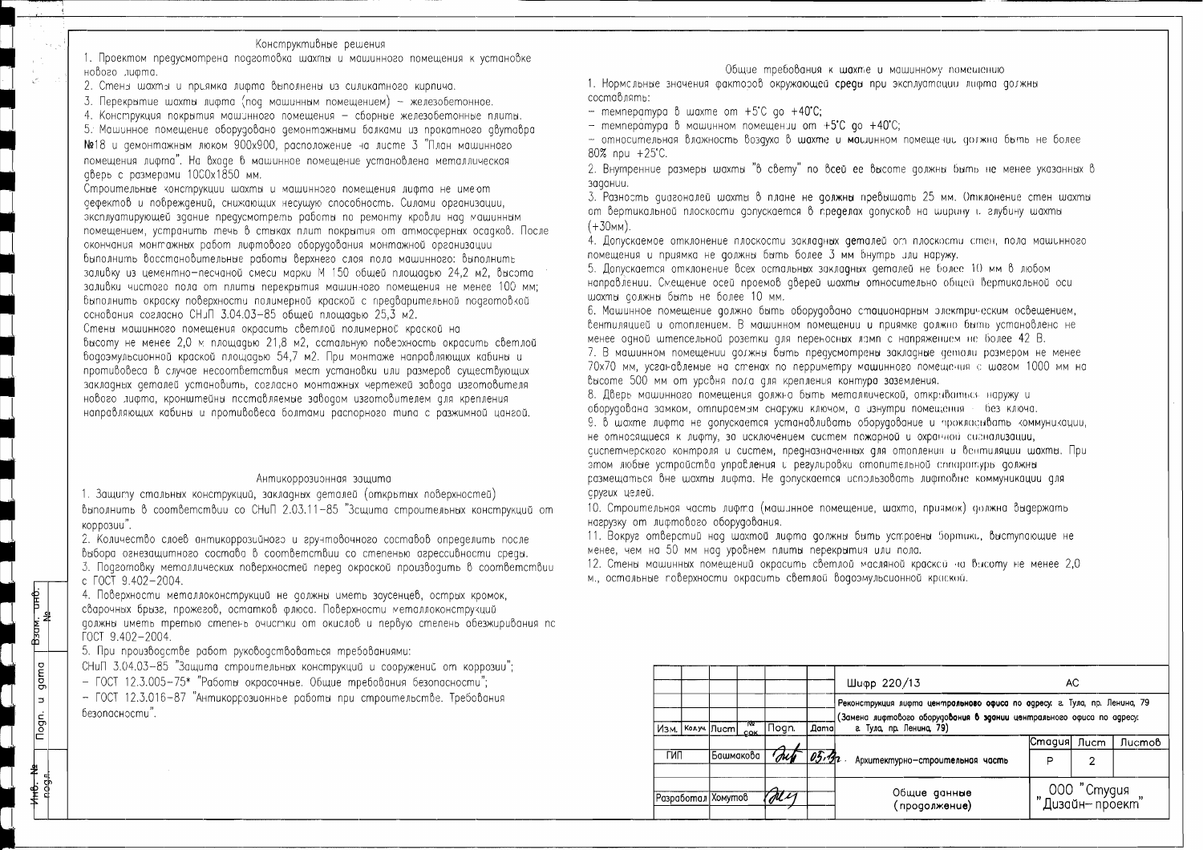## Конструктивные решения

1. Проектом предусмотрена подготовка шахты и машинного помещения к установке нового лифта.
2. Стены шахты и приямка лифта выполнены из силикатного кирпича.
3. Перекрытие шахты лифта (под машинным помещением) – железобетонное.
4. Конструкция покрытия машинного помещения – сборные железобетонные плиты.
5. Машинное помещение оборудовано демонтажными балками из прокатного двутавра №18 и демонтажным люком 900х900, расположение на листе 3 "План машинного помещения лифта". На входе в машинное помещение установлена металлическая дверь с размерами 1000х1850 мм.

Строительные конструкции шахты и машинного помещения лифта не имеют дефектов и повреждений, снижающих несущую способность. Силами организации, эксплуатирующей здание предусмотреть работы по ремонту кровли над машинным помещением, устранить течь в стыках плит покрытия от атмосферных осадков. После окончания монтажных работ лифтового оборудования монтажной организации выполнить восстановительные работы верхнего слоя пола машинного: выполнить заливку из цементно-песчаной смеси марки М 150 общей площадью 24,2 м2, высота заливки чистого пола от плиты перекрытия машинного помещения не менее 100 мм; выполнить окраску поверхности полимерной краской с предварительной подготовкой основания согласно СНиП 3.04.03-85 общей площадью 25,3 м2.

Стены машинного помещения окрасить светлой полимерной краской на высоту не менее 2,0 м площадью 21,8 м2, остальную поверхность окрасить светлой водоэмульсионной краской площадью 54,7 м2. При монтаже направляющих кабины и противовеса в случае несоответствия мест установки или размеров существующих закладных деталей установить, согласно монтажных чертежей завода изготовителя нового лифта, кронштейны поставляемые заводом изготовителем для крепления направляющих кабины и противовеса болтами распорного типа с разжимной цангой.

## Антикоррозионная защита

1. Защиту стальных конструкций, закладных деталей (открытых поверхностей) выполнить в соответствии со СНиП 2.03.11-85 "Защита строительных конструкций от коррозии".
2. Количество слоев антикоррозийного и грунтовочного составов определить после выбора огнезащитного состава в соответствии со степенью агрессивности среды.
3. Подготовку металлических поверхностей перед окраской производить в соответствии с ГОСТ 9.402-2004.
4. Поверхности металлоконструкций не должны иметь заусенцев, острых кромок, сварочных брызг, прожегов, остатков флюса. Поверхности металлоконструкций должны иметь третью степень очистки от окислов и первую степень обезжиривания по ГОСТ 9.402-2004.
5. При производстве работ руководствоваться требованиями:

СНиП 3.04.03-85 "Защита строительных конструкций и сооружений от коррозии";
- ГОСТ 12.3.005-75* "Работы окрасочные. Общие требования безопасности";
- ГОСТ 12.3.016-87 "Антикоррозионные работы при строительстве. Требования безопасности".

## Общие требования к шахте и машинному помещению

1. Нормальные значения факторов окружающей среды при эксплуатации лифта должны составлять:
- температура в шахте от +5°С до +40°С;
- температура в машинном помещении от +5°С до +40°С;
- относительная влажность воздуха в шахте и машинном помещении должна быть не более 80% при +25°С.
2. Внутренние размеры шахты "в свету" по всей ее высоте должны быть не менее указанных в задании.
3. Разность диагоналей шахты в плане не должны превышать 25 мм. Отклонение стен шахты от вертикальной плоскости допускается в пределах допусков на ширину и глубину шахты (+30мм).
4. Допускаемое отклонение плоскости закладных деталей от плоскости стен, пола машинного помещения и приямка не должны быть более 3 мм внутрь или наружу.
5. Допускается отклонение всех остальных закладных деталей не более 10 мм в любом направлении. Смещение осей проемов дверей шахты относительно общей вертикальной оси шахты должны быть не более 10 мм.
6. Машинное помещение должно быть оборудовано стационарным электрическим освещением, вентиляцией и отоплением. В машинном помещении и приямке должно быть установлено не менее одной штепсельной розетки для переносных ламп с напряжением не более 42 В.
7. В машинном помещении должны быть предусмотрены закладные детали размером не менее 70х70 мм, установленные на стенах по периметру машинного помещения с шагом 1000 мм на высоте 500 мм от уровня пола для крепления контура заземления.
8. Дверь машинного помещения должна быть металлической, открываться наружу и оборудована замком, отпираемым снаружи ключом, а изнутри помещения – без ключа.
9. В шахте лифта не допускается устанавливать оборудование и прокладывать коммуникации, не относящиеся к лифту, за исключением систем пожарной и охранной сигнализации, диспетчерского контроля и систем, предназначенных для отопления и вентиляции шахты. При этом любые устройства управления и регулировки отопительной аппаратуры должны размещаться вне шахты лифта. Не допускается использовать лифтовые коммуникации для других целей.
10. Строительная часть лифта (машинное помещение, шахта, приямок) должна выдержать нагрузку от лифтового оборудования.
11. Вокруг отверстий над шахтой лифта должны быть устроены бортики, выступающие не менее, чем на 50 мм над уровнем плиты перекрытия или пола.
12. Стены машинных помещений окрасить светлой масляной краской на высоту не менее 2,0 м., остальные поверхности окрасить светлой водоэмульсионной краской.

| | | | | | | Шифр 220/13 | АС | | |
|---|---|---|---|---|---|---|---|---|---|
| | | | | | | Реконструкция лифта центрального офиса по адресу: г. Тула, пр. Ленина, 79 (Замена лифтового оборудования в здании центрального офиса по адресу: г. Тула, пр. Ленина, 79) | | | |
| Изм. | Кол.уч. | Лист | № док | Подп. | Дата | | | | |
| ГИП | | Башмакова | | | 05.13 | Архитектурно-строительная часть | Стадия | Лист | Листов |
| | | | | | | | Р | 2 | |
| Разработал | | Хомутов | | | | Общие данные (продолжение) | ООО "Студия "Дизайн-проект" | | |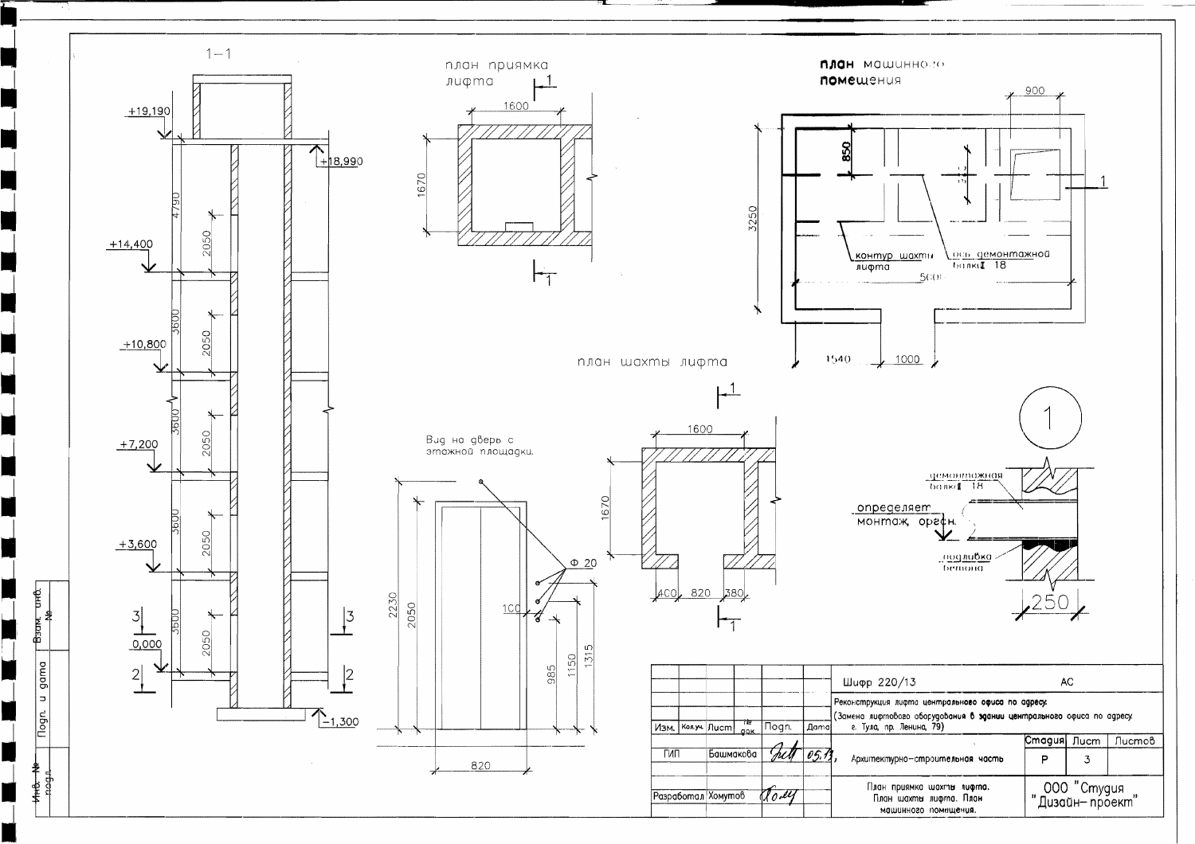## 1–1

+19,190

+18,990

4790

2050

+14,400

3600

2050

+10,800

3600

2050

+7,200

3600

2050

+3,600

3600

2050

0,000

-1,300

3 — 3

2 — 2

## план приямка лифта

1600

1670

## план машинного помещения

900

850

3250

контур шахты лифта

ось демонтажной балки I 18

500

1540

1000

1

## план шахты лифта

1600

1670

400 820 380

## Вид на дверь с этажной площадки.

Ф 20

100

2230

2050

985

1150

1315

820

## 1

демонтажная балка I 18

определяет монтаж. орган.

подливка бетона

250

| Взам. инв. № |
|---|
| Подп. и дата |
| Инв. № подл. |

| Изм. | Кол.уч. | Лист | № док | Подп. | Дата | Шифр 220/13 | | | АС |
|---|---|---|---|---|---|---|---|---|---|
| | | | | | | Реконструкция лифта центрального офиса по адресу. (Замена лифтового оборудования в здании центрального офиса по адресу. г. Тула, пр. Ленина, 79) | | | |
| ГИП | | Башмакова | | | 05.13 | Архитектурно-строительная часть | Стадия | Лист | Листов |
| | | | | | | | Р | 3 | |
| Разработал | | Хомутов | | | | План приямка шахты лифта. План шахты лифта. План машинного помещения. | ООО "Студия "Дизайн-проект" | | |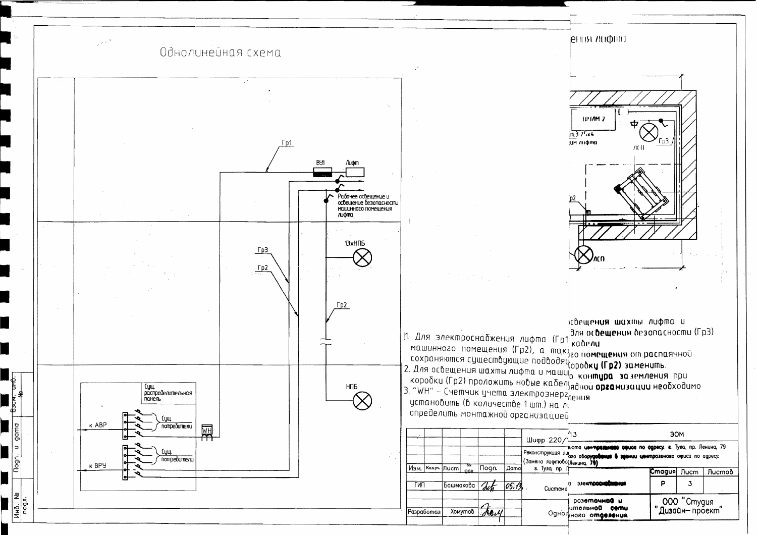# Однолинейная схема

Гр1

ВУ1 Лифт

Рабочее освещение и освещение безопасности машинного помещения лифта

Гр3

Гр2

13хНПБ

Гр2

НПБ

Сущ. распределительная панель

к АВР

Сущ. потребители

WH

Сущ. потребители

к ВРУ

...ения лифта

ШУЛМ 2

...m.3 2,5х4

...им лифта

Гр3

ЛСП

Гр2

ЛСП

1. Для электроснабжения лифта (Гр1) ...освещения шахты лифта и машинного помещения (Гр2), а так... для освещения безопасности (Гр3) сохраняются существующие подводя... кабели
2. Для освещения шахты лифта и маши... ...го помещения от распаячной коробки (Гр2) проложить новые кабел... ...коробку (Гр2) заменить.
3. "WH" – Счетчик учета электроэнерг... ...о контура заземления при установить (в количестве 1 шт.) на л... ...ядной организации необходимо определить монтажной организацией ...ления

| | | | | | | Шифр 220/1...13 | ЭОМ | | |
|---|---|---|---|---|---|---|---|---|---|
| | | | | | | Реконструкция ли...фта центрального офиса по адресу: г. Тула, пр. Ленина, 79 (Замена лифтово...го оборудования в здании центрального офиса по адресу: г. Тула, пр. Л...енина, 79) | | | |
| Изм. | Кол.уч. | Лист | № док. | Подп. | Дата | | Стадия | Лист | Листов |
| ГИП | | Башмакова | | | 05.13 | Система ...электроснабжения | Р | 3 | |
| Разработал | | Хомутов | | | | Одно...линейная схема ...розеточной и ...осветительной сети ...ного отделения | ООО "Студия "Дизайн-проект" | | |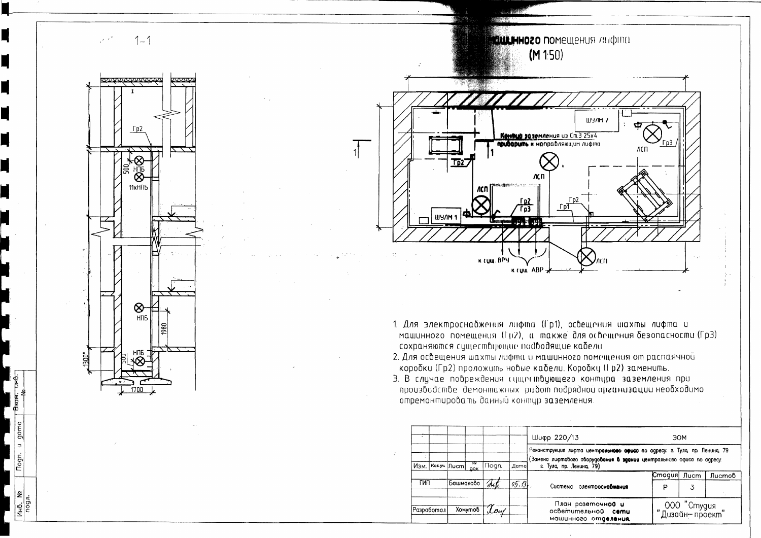1–1

## План машинного помещения лифта (М 1:50)

Контур заземления из Ст.3 25х4 приварить к направляющим лифта

ШУЛМ 2

ШУЛМ 1

ЛСП

Гр1

Гр2

Гр3

к сущ. ВРУ

к сущ. АВР

НПБ

11хНПБ

500

1980

1300*

1700

1. Для электроснабжения лифта (Гр1), освещения шахты лифта и машинного помещения (Гр2), а также для освещения безопасности (Гр3) сохраняются существующие подводящие кабели.
2. Для освещения шахты лифта и машинного помещения от распаячной коробки (Гр2) проложить новые кабели. Коробку (Гр2) заменить.
3. В случае повреждения существующего контура заземления при производстве демонтажных работ подрядной организации необходимо отремонтировать данный контур заземления.

| | | | | | | | | |
|---|---|---|---|---|---|---|---|---|
| Изм. | Кол.уч | Лист | № док | Подп. | Дата | Шифр 220/13 — ЭОМ<br>Реконструкция лифта центрального офиса по адресу: г. Тула, пр. Ленина, 79 (Замена лифтового оборудования в здании центрального офиса по адресу: г. Тула, пр. Ленина, 79) | | |
| ГИП | | Башмакова | | | 05.13 | Система электроснабжения | Стадия: Р | Лист: 3 / Листов: |
| Разработал | | Хомутов | | | | План розеточной и осветительной сети машинного отделения | ООО "Студия "Дизайн-проект"" | |

Взам. инв. №

Подп. и дата

Инв. № подл.